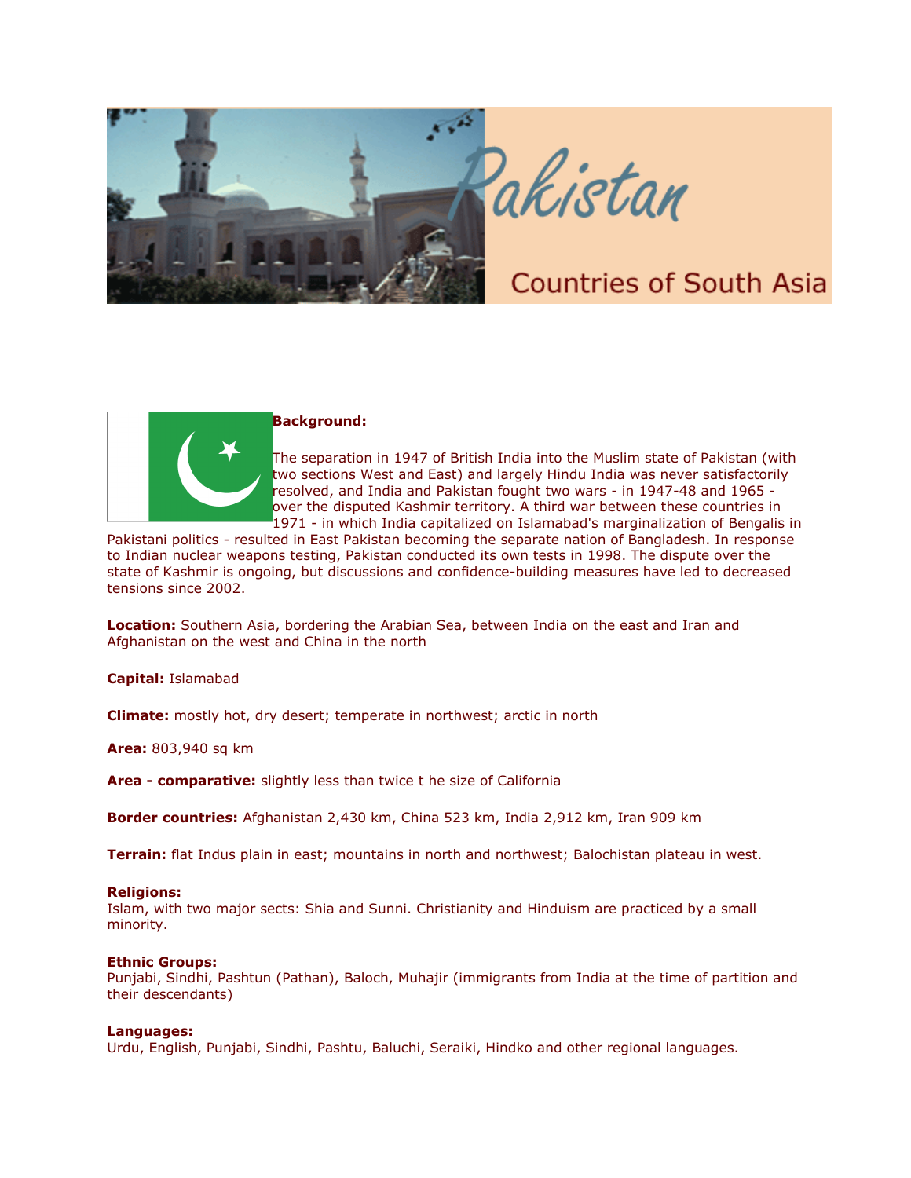# Pakistan

## Countries of South Asia

**Background:**

The separation in 1947 of British India into the Muslim state of Pakistan (with two sections West and East) and largely Hindu India was never satisfactorily resolved, and India and Pakistan fought two wars - in 1947-48 and 1965 - over the disputed Kashmir territory. A third war between these countries in 1971 - in which India capitalized on Islamabad's marginalization of Bengalis in Pakistani politics - resulted in East Pakistan becoming the separate nation of Bangladesh. In response to Indian nuclear weapons testing, Pakistan conducted its own tests in 1998. The dispute over the state of Kashmir is ongoing, but discussions and confidence-building measures have led to decreased tensions since 2002.

**Location:** Southern Asia, bordering the Arabian Sea, between India on the east and Iran and Afghanistan on the west and China in the north

**Capital:** Islamabad

**Climate:** mostly hot, dry desert; temperate in northwest; arctic in north

**Area:** 803,940 sq km

**Area - comparative:** slightly less than twice t he size of California

**Border countries:** Afghanistan 2,430 km, China 523 km, India 2,912 km, Iran 909 km

**Terrain:** flat Indus plain in east; mountains in north and northwest; Balochistan plateau in west.

**Religions:**
Islam, with two major sects: Shia and Sunni. Christianity and Hinduism are practiced by a small minority.

**Ethnic Groups:**
Punjabi, Sindhi, Pashtun (Pathan), Baloch, Muhajir (immigrants from India at the time of partition and their descendants)

**Languages:**
Urdu, English, Punjabi, Sindhi, Pashtu, Baluchi, Seraiki, Hindko and other regional languages.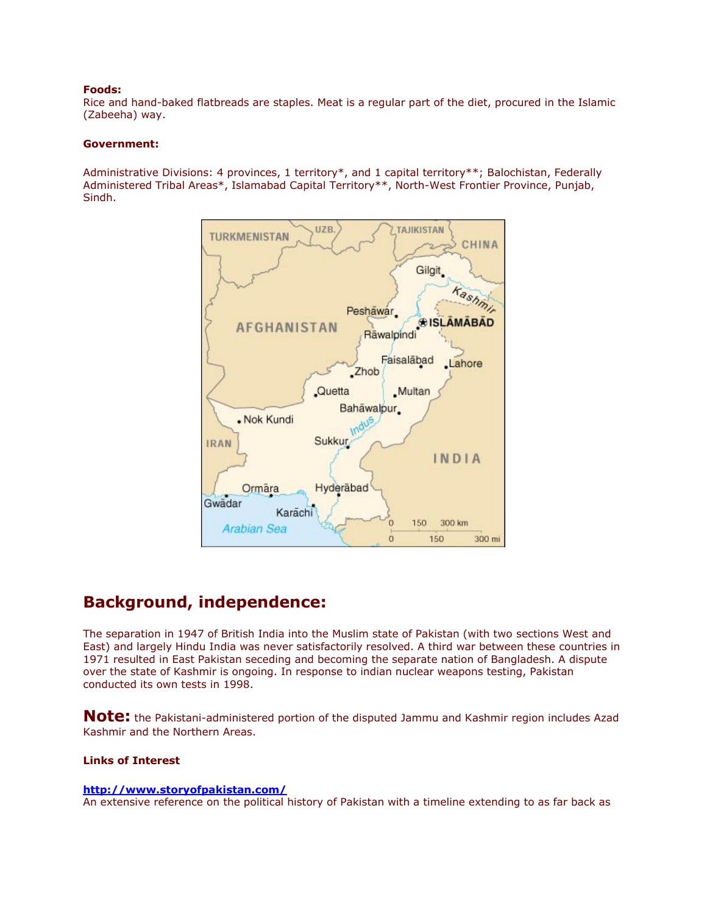**Foods:**
Rice and hand-baked flatbreads are staples. Meat is a regular part of the diet, procured in the Islamic (Zabeeha) way.

**Government:**

Administrative Divisions: 4 provinces, 1 territory*, and 1 capital territory**; Balochistan, Federally Administered Tribal Areas*, Islamabad Capital Territory**, North-West Frontier Province, Punjab, Sindh.

## Background, independence:

The separation in 1947 of British India into the Muslim state of Pakistan (with two sections West and East) and largely Hindu India was never satisfactorily resolved. A third war between these countries in 1971 resulted in East Pakistan seceding and becoming the separate nation of Bangladesh. A dispute over the state of Kashmir is ongoing. In response to indian nuclear weapons testing, Pakistan conducted its own tests in 1998.

**Note:** the Pakistani-administered portion of the disputed Jammu and Kashmir region includes Azad Kashmir and the Northern Areas.

**Links of Interest**

**http://www.storyofpakistan.com/**
An extensive reference on the political history of Pakistan with a timeline extending to as far back as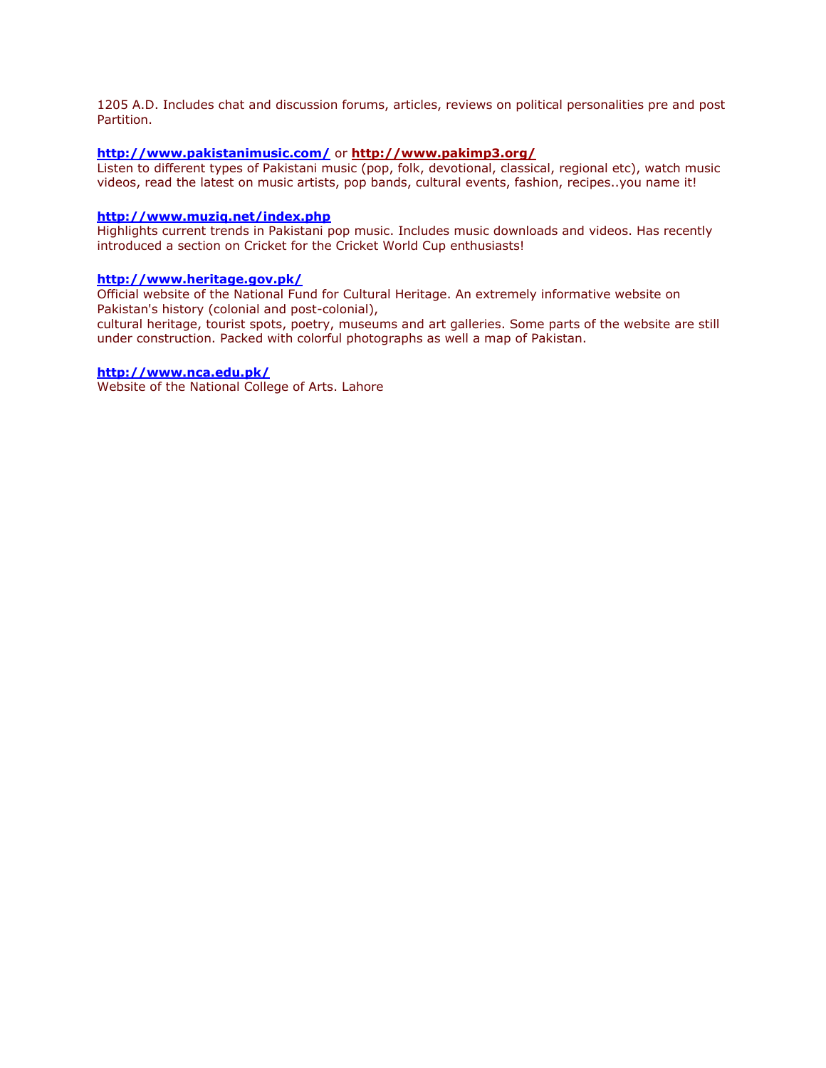1205 A.D. Includes chat and discussion forums, articles, reviews on political personalities pre and post Partition.

**http://www.pakistanimusic.com/** or **http://www.pakimp3.org/**
Listen to different types of Pakistani music (pop, folk, devotional, classical, regional etc), watch music videos, read the latest on music artists, pop bands, cultural events, fashion, recipes..you name it!

**http://www.muziq.net/index.php**
Highlights current trends in Pakistani pop music. Includes music downloads and videos. Has recently introduced a section on Cricket for the Cricket World Cup enthusiasts!

**http://www.heritage.gov.pk/**
Official website of the National Fund for Cultural Heritage. An extremely informative website on Pakistan's history (colonial and post-colonial),
cultural heritage, tourist spots, poetry, museums and art galleries. Some parts of the website are still under construction. Packed with colorful photographs as well a map of Pakistan.

**http://www.nca.edu.pk/**
Website of the National College of Arts. Lahore